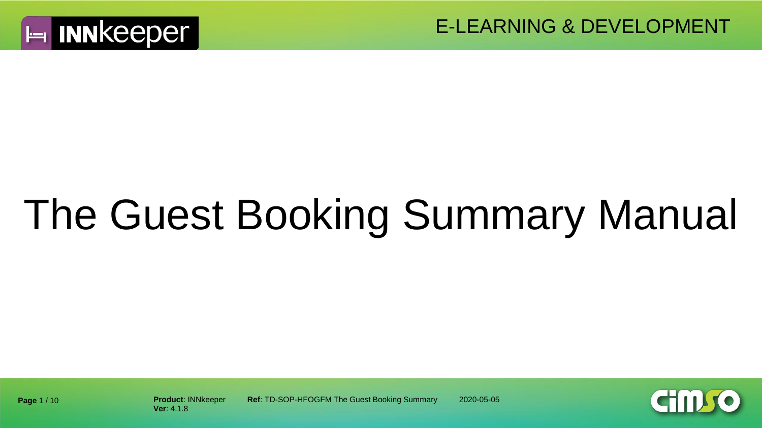# The Guest Booking Summary Manual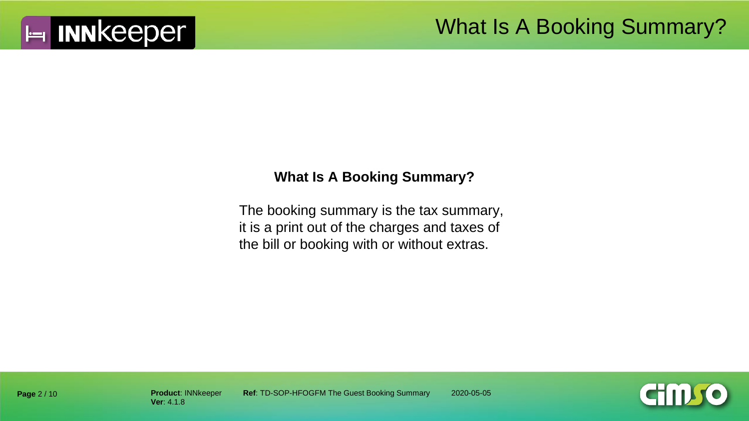# What Is A Booking Summary?

**What Is A Booking Summary?**

The booking summary is the tax summary, it is a print out of the charges and taxes of the bill or booking with or without extras.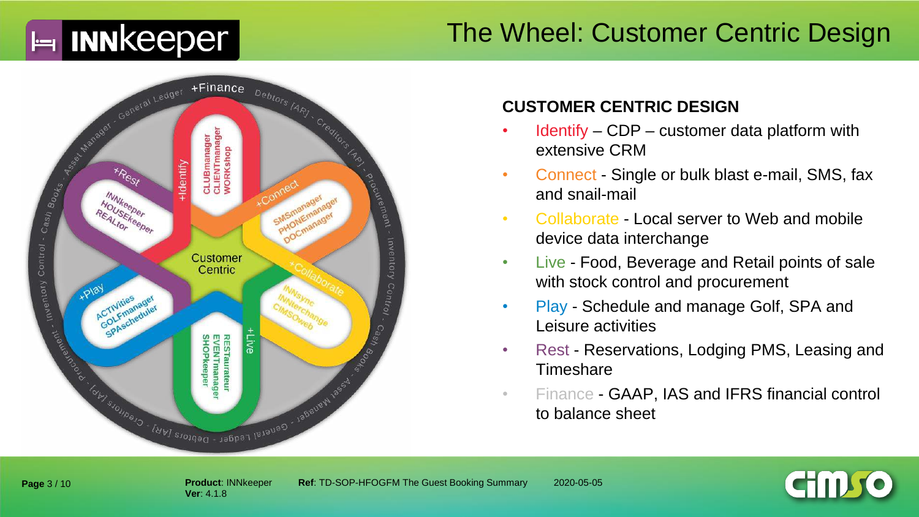# The Wheel: Customer Centric Design

Customer Centric

+Identify: CLUBmanager, CLIENTmanager, WORKshop

+Connect: SMSmanager, PHONEmanager, DOCmanager

+Collaborate: INNSync, INNterchange, CIMSOweb

+Live: RESTaurateur, EVENTmanager, SHOPkeeper

+Play: ACTIVities, GOLFmanager, SPAscheduler

+Rest: INNkeeper, HOUSEkeeper, REALtor

+Finance: General Ledger - Debtors [AR] - Creditors [AP] - Procurement - Inventory Control - Cash Books - Asset Manager

## CUSTOMER CENTRIC DESIGN

- Identify – CDP – customer data platform with extensive CRM
- Connect - Single or bulk blast e-mail, SMS, fax and snail-mail
- Collaborate - Local server to Web and mobile device data interchange
- Live - Food, Beverage and Retail points of sale with stock control and procurement
- Play - Schedule and manage Golf, SPA and Leisure activities
- Rest - Reservations, Lodging PMS, Leasing and Timeshare
- Finance - GAAP, IAS and IFRS financial control to balance sheet

**Product**: INNkeeper **Ver**: 4.1.8 **Ref**: TD-SOP-HFOGFM The Guest Booking Summary 2020-05-05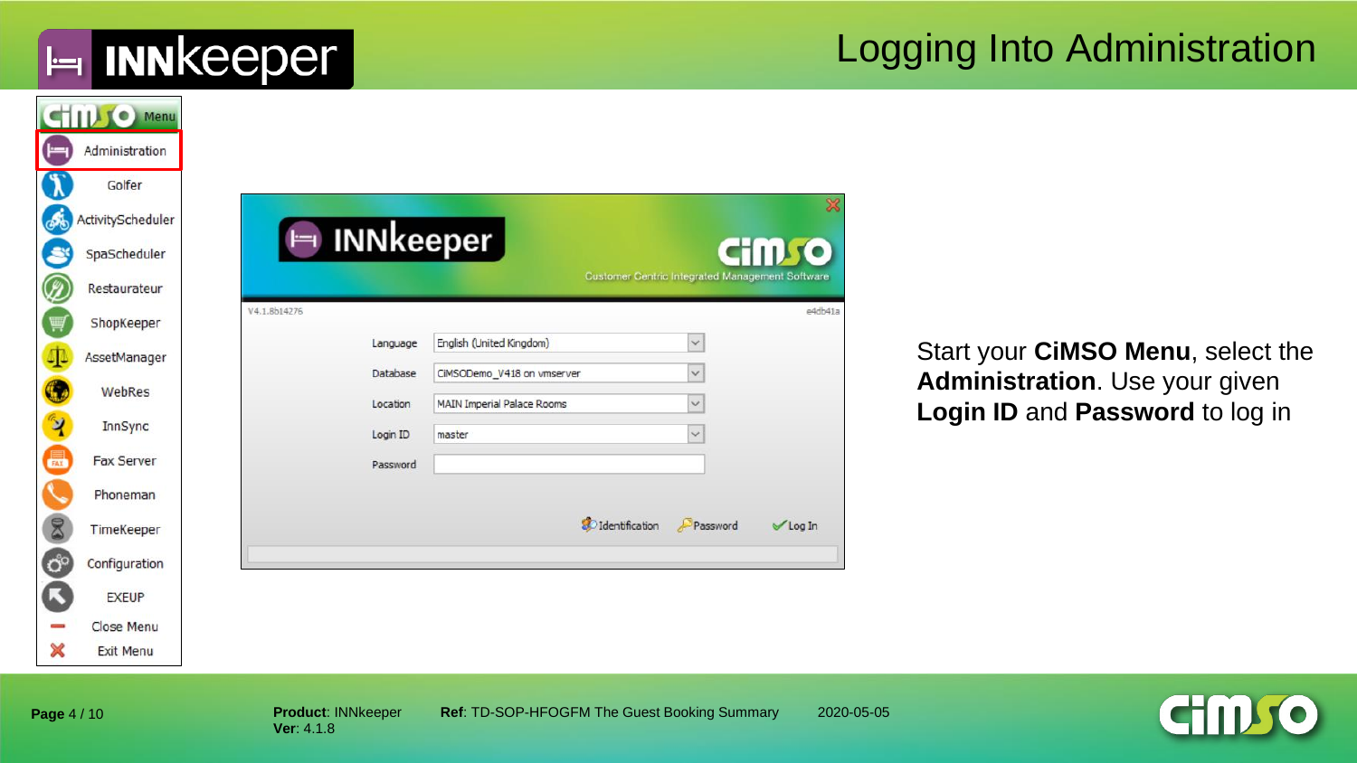# Logging Into Administration

Start your **CiMSO Menu**, select the **Administration**. Use your given **Login ID** and **Password** to log in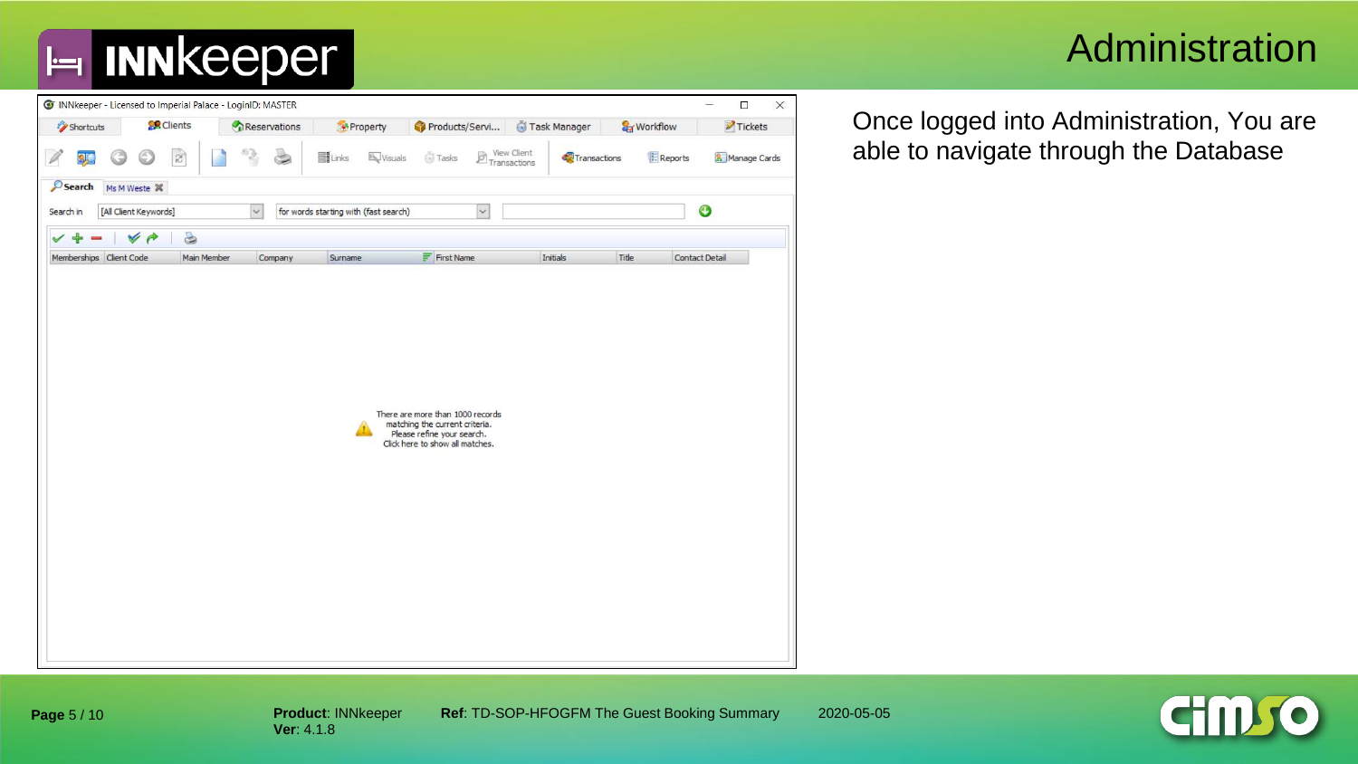# Administration

Once logged into Administration, You are able to navigate through the Database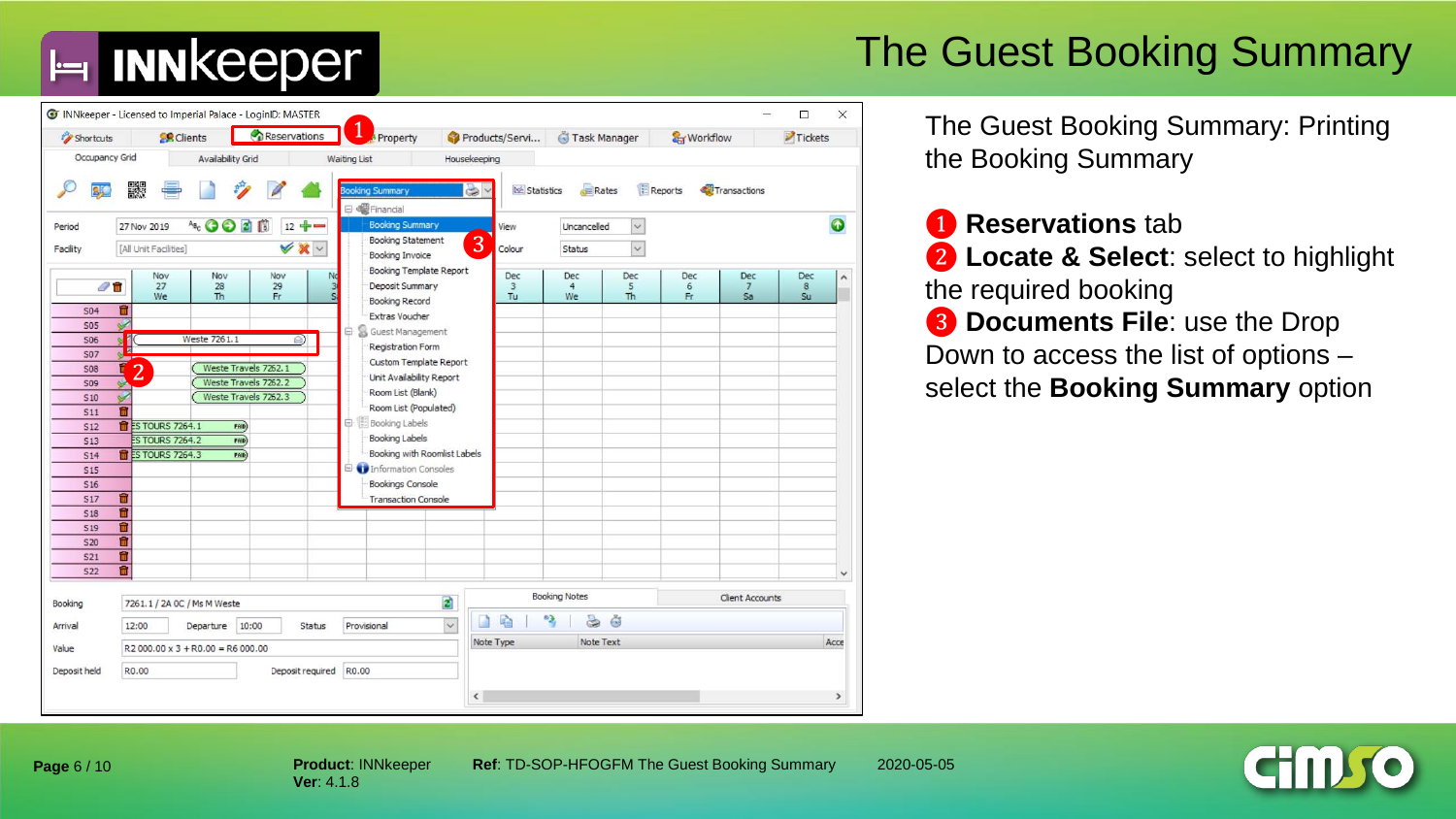# The Guest Booking Summary

The Guest Booking Summary: Printing the Booking Summary

❶ **Reservations** tab

❷ **Locate & Select**: select to highlight the required booking

❸ **Documents File**: use the Drop Down to access the list of options – select the **Booking Summary** option

**Product**: INNkeeper
**Ver**: 4.1.8

**Ref**: TD-SOP-HFOGFM The Guest Booking Summary

2020-05-05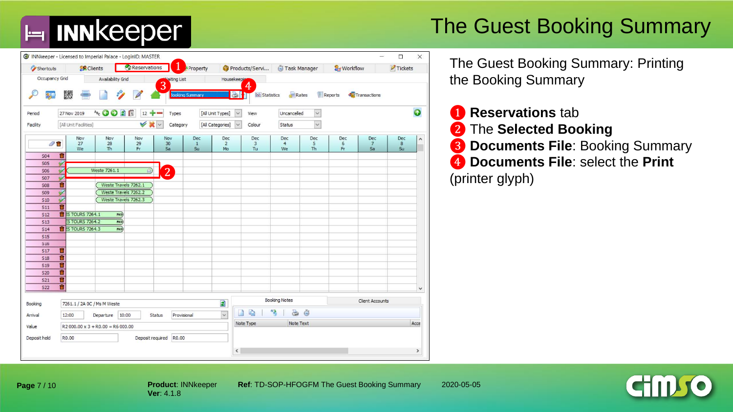# The Guest Booking Summary

The Guest Booking Summary: Printing the Booking Summary

1. **Reservations** tab
2. The **Selected Booking**
3. **Documents File**: Booking Summary
4. **Documents File**: select the **Print** (printer glyph)

**Product**: INNkeeper
**Ver**: 4.1.8

**Ref**: TD-SOP-HFOGFM The Guest Booking Summary

2020-05-05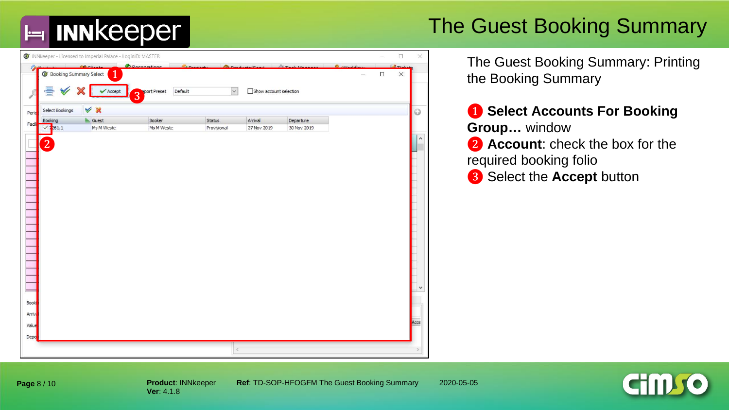# The Guest Booking Summary

The Guest Booking Summary: Printing the Booking Summary

1. **Select Accounts For Booking Group…** window
2. **Account**: check the box for the required booking folio
3. Select the **Accept** button

**Page** 8 / 10

**Product**: INNkeeper
**Ver**: 4.1.8

**Ref**: TD-SOP-HFOGFM The Guest Booking Summary

2020-05-05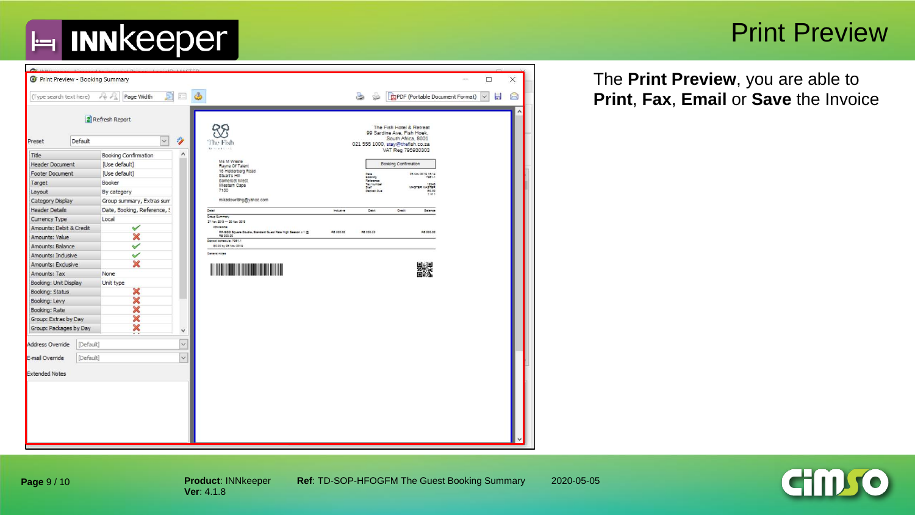# Print Preview

The **Print Preview**, you are able to **Print**, **Fax**, **Email** or **Save** the Invoice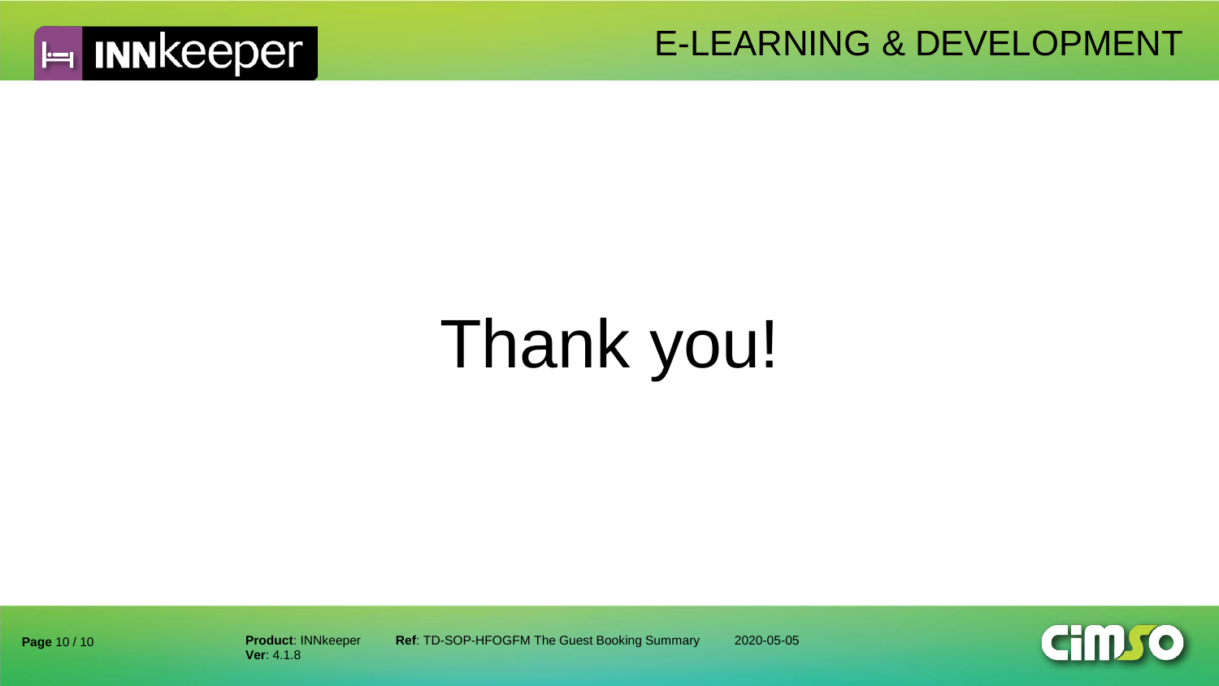# Thank you!